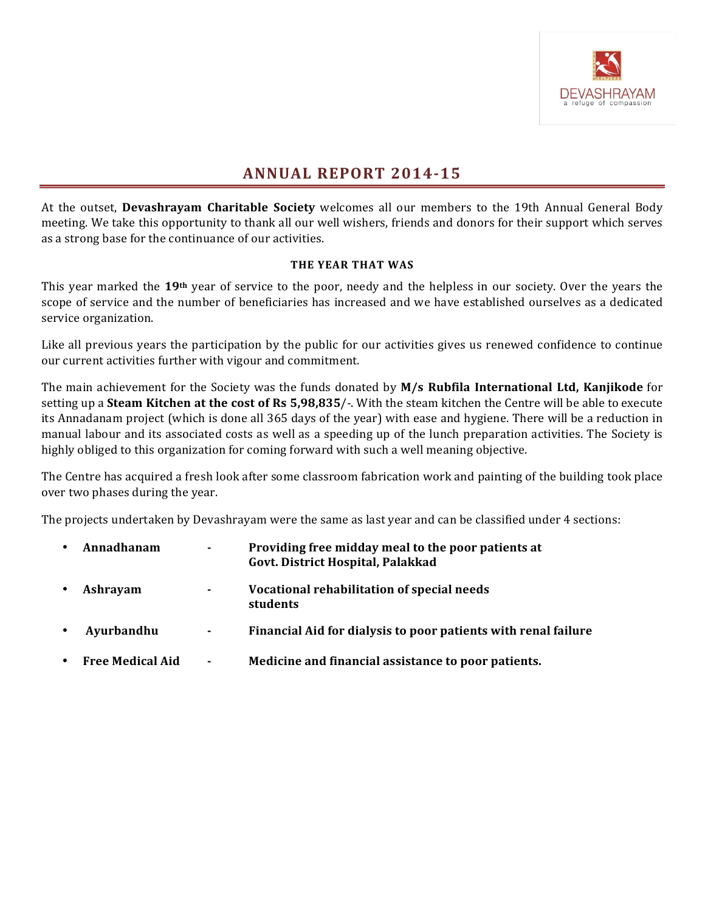DEVASHRAYAM
a refuge of compassion

# ANNUAL REPORT 2014-15

At the outset, **Devashrayam Charitable Society** welcomes all our members to the 19th Annual General Body meeting. We take this opportunity to thank all our well wishers, friends and donors for their support which serves as a strong base for the continuance of our activities.

### THE YEAR THAT WAS

This year marked the **19th** year of service to the poor, needy and the helpless in our society. Over the years the scope of service and the number of beneficiaries has increased and we have established ourselves as a dedicated service organization.

Like all previous years the participation by the public for our activities gives us renewed confidence to continue our current activities further with vigour and commitment.

The main achievement for the Society was the funds donated by **M/s Rubfila International Ltd, Kanjikode** for setting up a **Steam Kitchen at the cost of Rs 5,98,835**/-. With the steam kitchen the Centre will be able to execute its Annadanam project (which is done all 365 days of the year) with ease and hygiene. There will be a reduction in manual labour and its associated costs as well as a speeding up of the lunch preparation activities. The Society is highly obliged to this organization for coming forward with such a well meaning objective.

The Centre has acquired a fresh look after some classroom fabrication work and painting of the building took place over two phases during the year.

The projects undertaken by Devashrayam were the same as last year and can be classified under 4 sections:

- **Annadhanam** - **Providing free midday meal to the poor patients at Govt. District Hospital, Palakkad**
- **Ashrayam** - **Vocational rehabilitation of special needs students**
- **Ayurbandhu** - **Financial Aid for dialysis to poor patients with renal failure**
- **Free Medical Aid** - **Medicine and financial assistance to poor patients.**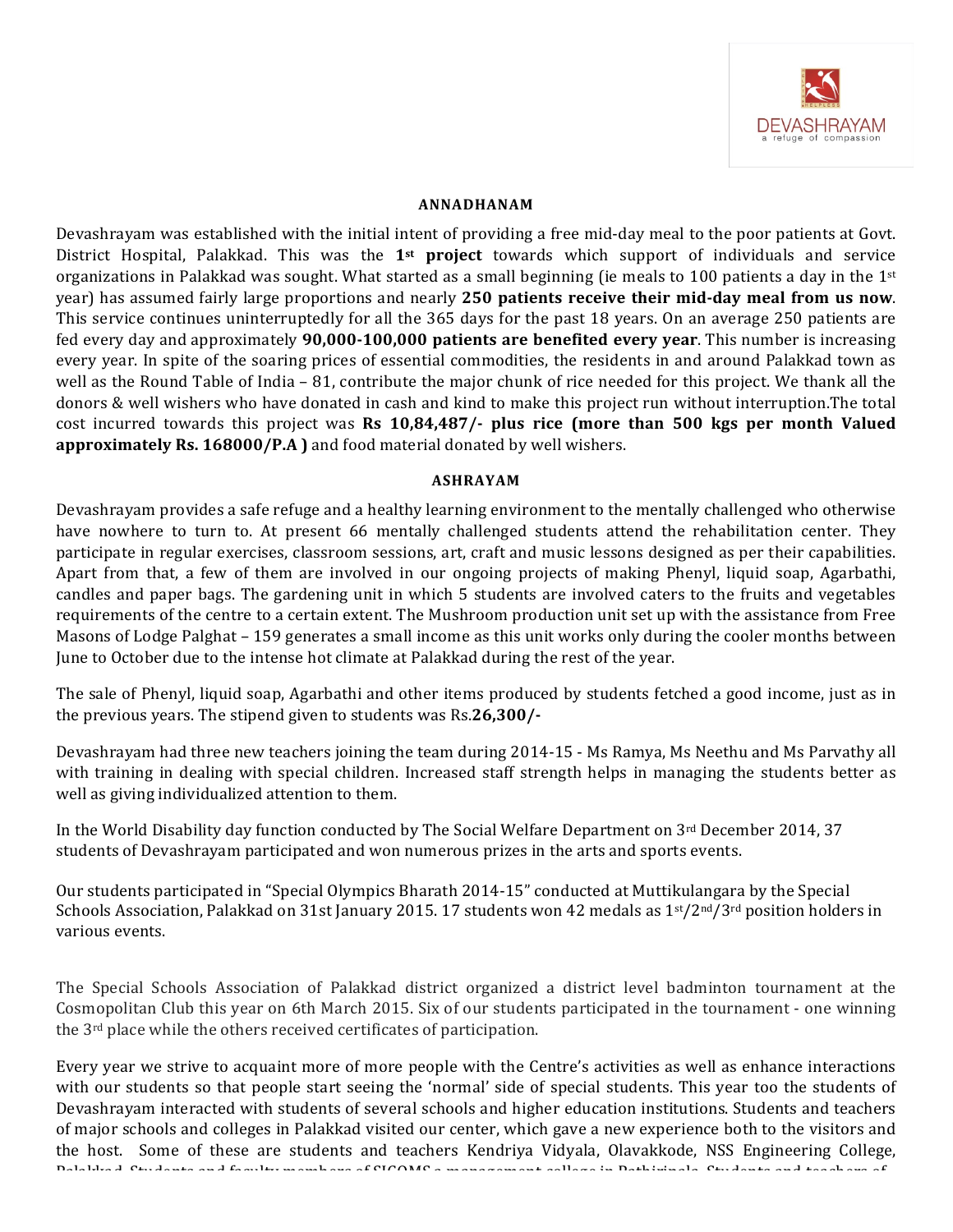## ANNADHANAM

Devashrayam was established with the initial intent of providing a free mid-day meal to the poor patients at Govt. District Hospital, Palakkad. This was the **1st project** towards which support of individuals and service organizations in Palakkad was sought. What started as a small beginning (ie meals to 100 patients a day in the 1st year) has assumed fairly large proportions and nearly **250 patients receive their mid-day meal from us now**. This service continues uninterruptedly for all the 365 days for the past 18 years. On an average 250 patients are fed every day and approximately **90,000-100,000 patients are benefited every year**. This number is increasing every year. In spite of the soaring prices of essential commodities, the residents in and around Palakkad town as well as the Round Table of India – 81, contribute the major chunk of rice needed for this project. We thank all the donors & well wishers who have donated in cash and kind to make this project run without interruption.The total cost incurred towards this project was **Rs 10,84,487/- plus rice (more than 500 kgs per month Valued approximately Rs. 168000/P.A )** and food material donated by well wishers.

## ASHRAYAM

Devashrayam provides a safe refuge and a healthy learning environment to the mentally challenged who otherwise have nowhere to turn to. At present 66 mentally challenged students attend the rehabilitation center. They participate in regular exercises, classroom sessions, art, craft and music lessons designed as per their capabilities. Apart from that, a few of them are involved in our ongoing projects of making Phenyl, liquid soap, Agarbathi, candles and paper bags. The gardening unit in which 5 students are involved caters to the fruits and vegetables requirements of the centre to a certain extent. The Mushroom production unit set up with the assistance from Free Masons of Lodge Palghat – 159 generates a small income as this unit works only during the cooler months between June to October due to the intense hot climate at Palakkad during the rest of the year.

The sale of Phenyl, liquid soap, Agarbathi and other items produced by students fetched a good income, just as in the previous years. The stipend given to students was Rs.**26,300/-**

Devashrayam had three new teachers joining the team during 2014-15 - Ms Ramya, Ms Neethu and Ms Parvathy all with training in dealing with special children. Increased staff strength helps in managing the students better as well as giving individualized attention to them.

In the World Disability day function conducted by The Social Welfare Department on 3rd December 2014, 37 students of Devashrayam participated and won numerous prizes in the arts and sports events.

Our students participated in "Special Olympics Bharath 2014-15" conducted at Muttikulangara by the Special Schools Association, Palakkad on 31st January 2015. 17 students won 42 medals as 1st/2nd/3rd position holders in various events.

The Special Schools Association of Palakkad district organized a district level badminton tournament at the Cosmopolitan Club this year on 6th March 2015. Six of our students participated in the tournament - one winning the 3rd place while the others received certificates of participation.

Every year we strive to acquaint more of more people with the Centre's activities as well as enhance interactions with our students so that people start seeing the 'normal' side of special students. This year too the students of Devashrayam interacted with students of several schools and higher education institutions. Students and teachers of major schools and colleges in Palakkad visited our center, which gave a new experience both to the visitors and the host. Some of these are students and teachers Kendriya Vidyala, Olavakkode, NSS Engineering College, Palakkad, Students and faculty members of SIGOMS a management college in Pathiripala, Students and teachers of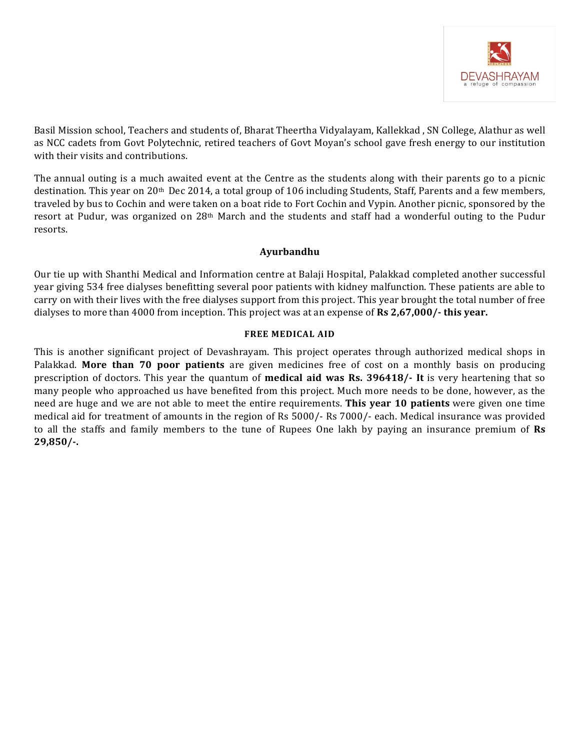Basil Mission school, Teachers and students of, Bharat Theertha Vidyalayam, Kallekkad , SN College, Alathur as well as NCC cadets from Govt Polytechnic, retired teachers of Govt Moyan's school gave fresh energy to our institution with their visits and contributions.

The annual outing is a much awaited event at the Centre as the students along with their parents go to a picnic destination. This year on 20th Dec 2014, a total group of 106 including Students, Staff, Parents and a few members, traveled by bus to Cochin and were taken on a boat ride to Fort Cochin and Vypin. Another picnic, sponsored by the resort at Pudur, was organized on 28th March and the students and staff had a wonderful outing to the Pudur resorts.

### Ayurbandhu

Our tie up with Shanthi Medical and Information centre at Balaji Hospital, Palakkad completed another successful year giving 534 free dialyses benefitting several poor patients with kidney malfunction. These patients are able to carry on with their lives with the free dialyses support from this project. This year brought the total number of free dialyses to more than 4000 from inception. This project was at an expense of **Rs 2,67,000/- this year.**

### FREE MEDICAL AID

This is another significant project of Devashrayam. This project operates through authorized medical shops in Palakkad. **More than 70 poor patients** are given medicines free of cost on a monthly basis on producing prescription of doctors. This year the quantum of **medical aid was Rs. 396418/- It** is very heartening that so many people who approached us have benefited from this project. Much more needs to be done, however, as the need are huge and we are not able to meet the entire requirements. **This year 10 patients** were given one time medical aid for treatment of amounts in the region of Rs 5000/- Rs 7000/- each. Medical insurance was provided to all the staffs and family members to the tune of Rupees One lakh by paying an insurance premium of **Rs 29,850/-.**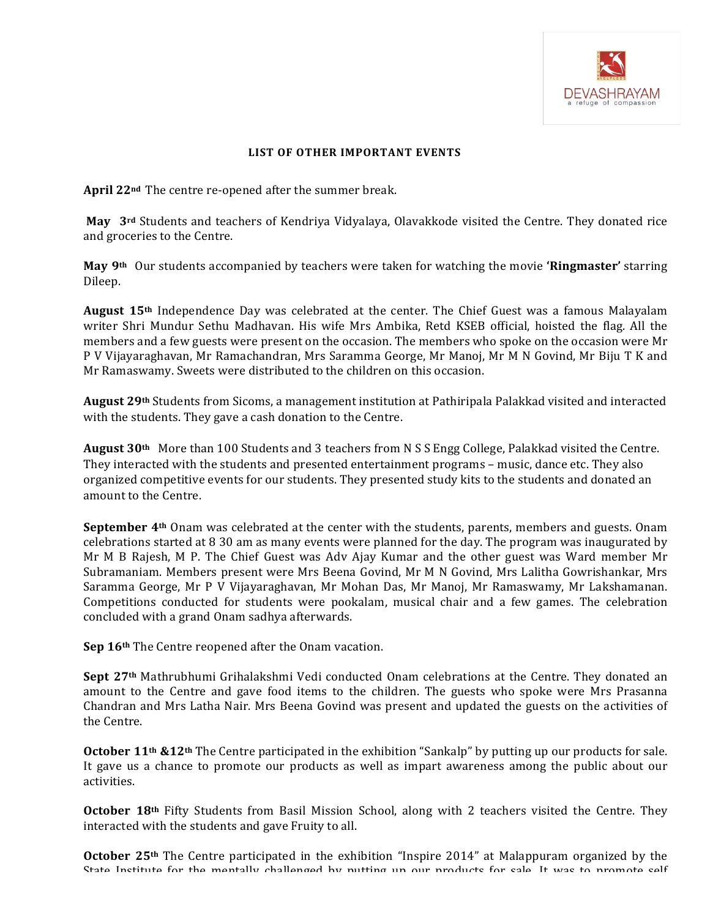### LIST OF OTHER IMPORTANT EVENTS

**April 22nd** The centre re-opened after the summer break.

**May 3rd** Students and teachers of Kendriya Vidyalaya, Olavakkode visited the Centre. They donated rice and groceries to the Centre.

**May 9th** Our students accompanied by teachers were taken for watching the movie **'Ringmaster'** starring Dileep.

**August 15th** Independence Day was celebrated at the center. The Chief Guest was a famous Malayalam writer Shri Mundur Sethu Madhavan. His wife Mrs Ambika, Retd KSEB official, hoisted the flag. All the members and a few guests were present on the occasion. The members who spoke on the occasion were Mr P V Vijayaraghavan, Mr Ramachandran, Mrs Saramma George, Mr Manoj, Mr M N Govind, Mr Biju T K and Mr Ramaswamy. Sweets were distributed to the children on this occasion.

**August 29th** Students from Sicoms, a management institution at Pathiripala Palakkad visited and interacted with the students. They gave a cash donation to the Centre.

**August 30th** More than 100 Students and 3 teachers from N S S Engg College, Palakkad visited the Centre. They interacted with the students and presented entertainment programs – music, dance etc. They also organized competitive events for our students. They presented study kits to the students and donated an amount to the Centre.

**September 4th** Onam was celebrated at the center with the students, parents, members and guests. Onam celebrations started at 8 30 am as many events were planned for the day. The program was inaugurated by Mr M B Rajesh, M P. The Chief Guest was Adv Ajay Kumar and the other guest was Ward member Mr Subramaniam. Members present were Mrs Beena Govind, Mr M N Govind, Mrs Lalitha Gowrishankar, Mrs Saramma George, Mr P V Vijayaraghavan, Mr Mohan Das, Mr Manoj, Mr Ramaswamy, Mr Lakshamanan. Competitions conducted for students were pookalam, musical chair and a few games. The celebration concluded with a grand Onam sadhya afterwards.

**Sep 16th** The Centre reopened after the Onam vacation.

**Sept 27th** Mathrubhumi Grihalakshmi Vedi conducted Onam celebrations at the Centre. They donated an amount to the Centre and gave food items to the children. The guests who spoke were Mrs Prasanna Chandran and Mrs Latha Nair. Mrs Beena Govind was present and updated the guests on the activities of the Centre.

**October 11th &12th** The Centre participated in the exhibition "Sankalp" by putting up our products for sale. It gave us a chance to promote our products as well as impart awareness among the public about our activities.

**October 18th** Fifty Students from Basil Mission School, along with 2 teachers visited the Centre. They interacted with the students and gave Fruity to all.

**October 25th** The Centre participated in the exhibition "Inspire 2014" at Malappuram organized by the State Institute for the mentally challenged by putting up our products for sale. It was to promote self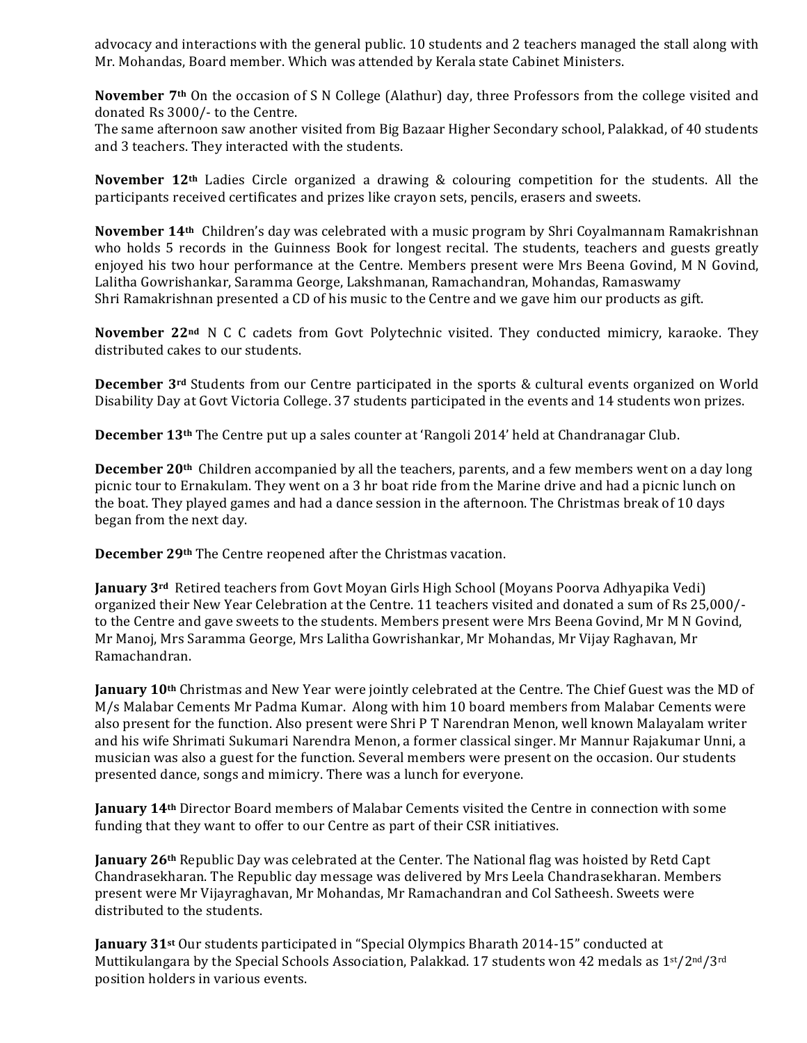advocacy and interactions with the general public. 10 students and 2 teachers managed the stall along with Mr. Mohandas, Board member. Which was attended by Kerala state Cabinet Ministers.

**November 7th** On the occasion of S N College (Alathur) day, three Professors from the college visited and donated Rs 3000/- to the Centre.
The same afternoon saw another visited from Big Bazaar Higher Secondary school, Palakkad, of 40 students and 3 teachers. They interacted with the students.

**November 12th** Ladies Circle organized a drawing & colouring competition for the students. All the participants received certificates and prizes like crayon sets, pencils, erasers and sweets.

**November 14th** Children's day was celebrated with a music program by Shri Coyalmannam Ramakrishnan who holds 5 records in the Guinness Book for longest recital. The students, teachers and guests greatly enjoyed his two hour performance at the Centre. Members present were Mrs Beena Govind, M N Govind, Lalitha Gowrishankar, Saramma George, Lakshmanan, Ramachandran, Mohandas, Ramaswamy
Shri Ramakrishnan presented a CD of his music to the Centre and we gave him our products as gift.

**November 22nd** N C C cadets from Govt Polytechnic visited. They conducted mimicry, karaoke. They distributed cakes to our students.

**December 3rd** Students from our Centre participated in the sports & cultural events organized on World Disability Day at Govt Victoria College. 37 students participated in the events and 14 students won prizes.

**December 13th** The Centre put up a sales counter at 'Rangoli 2014' held at Chandranagar Club.

**December 20th** Children accompanied by all the teachers, parents, and a few members went on a day long picnic tour to Ernakulam. They went on a 3 hr boat ride from the Marine drive and had a picnic lunch on the boat. They played games and had a dance session in the afternoon. The Christmas break of 10 days began from the next day.

**December 29th** The Centre reopened after the Christmas vacation.

**January 3rd** Retired teachers from Govt Moyan Girls High School (Moyans Poorva Adhyapika Vedi) organized their New Year Celebration at the Centre. 11 teachers visited and donated a sum of Rs 25,000/- to the Centre and gave sweets to the students. Members present were Mrs Beena Govind, Mr M N Govind, Mr Manoj, Mrs Saramma George, Mrs Lalitha Gowrishankar, Mr Mohandas, Mr Vijay Raghavan, Mr Ramachandran.

**January 10th** Christmas and New Year were jointly celebrated at the Centre. The Chief Guest was the MD of M/s Malabar Cements Mr Padma Kumar. Along with him 10 board members from Malabar Cements were also present for the function. Also present were Shri P T Narendran Menon, well known Malayalam writer and his wife Shrimati Sukumari Narendra Menon, a former classical singer. Mr Mannur Rajakumar Unni, a musician was also a guest for the function. Several members were present on the occasion. Our students presented dance, songs and mimicry. There was a lunch for everyone.

**January 14th** Director Board members of Malabar Cements visited the Centre in connection with some funding that they want to offer to our Centre as part of their CSR initiatives.

**January 26th** Republic Day was celebrated at the Center. The National flag was hoisted by Retd Capt Chandrasekharan. The Republic day message was delivered by Mrs Leela Chandrasekharan. Members present were Mr Vijayraghavan, Mr Mohandas, Mr Ramachandran and Col Satheesh. Sweets were distributed to the students.

**January 31st** Our students participated in "Special Olympics Bharath 2014-15" conducted at Muttikulangara by the Special Schools Association, Palakkad. 17 students won 42 medals as 1st/2nd/3rd position holders in various events.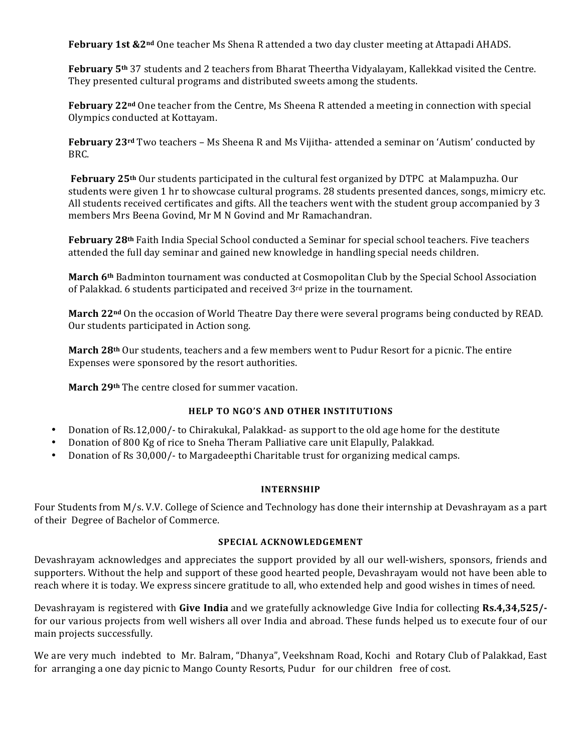**February 1st &2nd** One teacher Ms Shena R attended a two day cluster meeting at Attapadi AHADS.

**February 5th** 37 students and 2 teachers from Bharat Theertha Vidyalayam, Kallekkad visited the Centre. They presented cultural programs and distributed sweets among the students.

**February 22nd** One teacher from the Centre, Ms Sheena R attended a meeting in connection with special Olympics conducted at Kottayam.

**February 23rd** Two teachers – Ms Sheena R and Ms Vijitha- attended a seminar on 'Autism' conducted by BRC.

**February 25th** Our students participated in the cultural fest organized by DTPC at Malampuzha. Our students were given 1 hr to showcase cultural programs. 28 students presented dances, songs, mimicry etc. All students received certificates and gifts. All the teachers went with the student group accompanied by 3 members Mrs Beena Govind, Mr M N Govind and Mr Ramachandran.

**February 28th** Faith India Special School conducted a Seminar for special school teachers. Five teachers attended the full day seminar and gained new knowledge in handling special needs children.

**March 6th** Badminton tournament was conducted at Cosmopolitan Club by the Special School Association of Palakkad. 6 students participated and received 3rd prize in the tournament.

**March 22nd** On the occasion of World Theatre Day there were several programs being conducted by READ. Our students participated in Action song.

**March 28th** Our students, teachers and a few members went to Pudur Resort for a picnic. The entire Expenses were sponsored by the resort authorities.

**March 29th** The centre closed for summer vacation.

### HELP TO NGO'S AND OTHER INSTITUTIONS

- Donation of Rs.12,000/- to Chirakukal, Palakkad- as support to the old age home for the destitute
- Donation of 800 Kg of rice to Sneha Theram Palliative care unit Elapully, Palakkad.
- Donation of Rs 30,000/- to Margadeepthi Charitable trust for organizing medical camps.

### INTERNSHIP

Four Students from M/s. V.V. College of Science and Technology has done their internship at Devashrayam as a part of their Degree of Bachelor of Commerce.

### SPECIAL ACKNOWLEDGEMENT

Devashrayam acknowledges and appreciates the support provided by all our well-wishers, sponsors, friends and supporters. Without the help and support of these good hearted people, Devashrayam would not have been able to reach where it is today. We express sincere gratitude to all, who extended help and good wishes in times of need.

Devashrayam is registered with **Give India** and we gratefully acknowledge Give India for collecting **Rs.4,34,525/-** for our various projects from well wishers all over India and abroad. These funds helped us to execute four of our main projects successfully.

We are very much indebted to Mr. Balram, "Dhanya", Veekshnam Road, Kochi and Rotary Club of Palakkad, East for arranging a one day picnic to Mango County Resorts, Pudur for our children free of cost.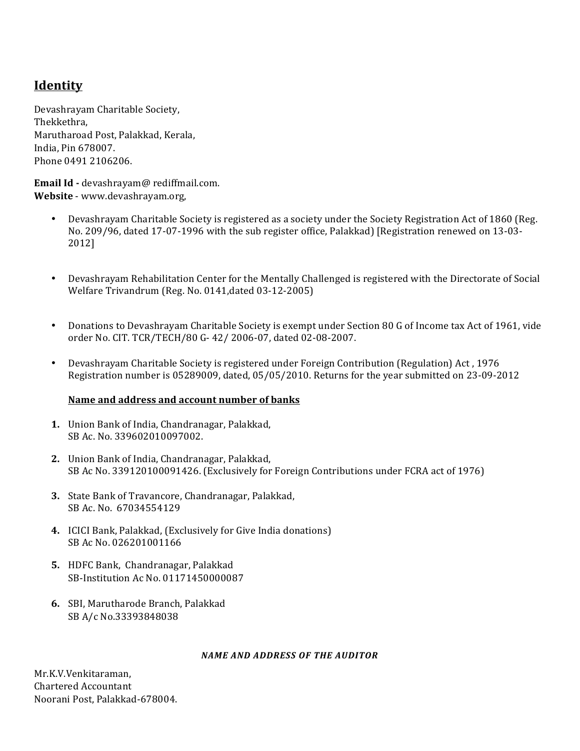## Identity

Devashrayam Charitable Society,
Thekkethra,
Marutharoad Post, Palakkad, Kerala,
India, Pin 678007.
Phone 0491 2106206.

**Email Id -** devashrayam@ rediffmail.com.
**Website** - www.devashrayam.org,

- Devashrayam Charitable Society is registered as a society under the Society Registration Act of 1860 (Reg. No. 209/96, dated 17-07-1996 with the sub register office, Palakkad) [Registration renewed on 13-03-2012]

- Devashrayam Rehabilitation Center for the Mentally Challenged is registered with the Directorate of Social Welfare Trivandrum (Reg. No. 0141,dated 03-12-2005)

- Donations to Devashrayam Charitable Society is exempt under Section 80 G of Income tax Act of 1961, vide order No. CIT. TCR/TECH/80 G- 42/ 2006-07, dated 02-08-2007.

- Devashrayam Charitable Society is registered under Foreign Contribution (Regulation) Act , 1976 Registration number is 05289009, dated, 05/05/2010. Returns for the year submitted on 23-09-2012

**Name and address and account number of banks**

1. Union Bank of India, Chandranagar, Palakkad,
   SB Ac. No. 339602010097002.
2. Union Bank of India, Chandranagar, Palakkad,
   SB Ac No. 339120100091426. (Exclusively for Foreign Contributions under FCRA act of 1976)
3. State Bank of Travancore, Chandranagar, Palakkad,
   SB Ac. No. 67034554129
4. ICICI Bank, Palakkad, (Exclusively for Give India donations)
   SB Ac No. 026201001166
5. HDFC Bank, Chandranagar, Palakkad
   SB-Institution Ac No. 01171450000087
6. SBI, Marutharode Branch, Palakkad
   SB A/c No.33393848038

***NAME AND ADDRESS OF THE AUDITOR***

Mr.K.V.Venkitaraman,
Chartered Accountant
Noorani Post, Palakkad-678004.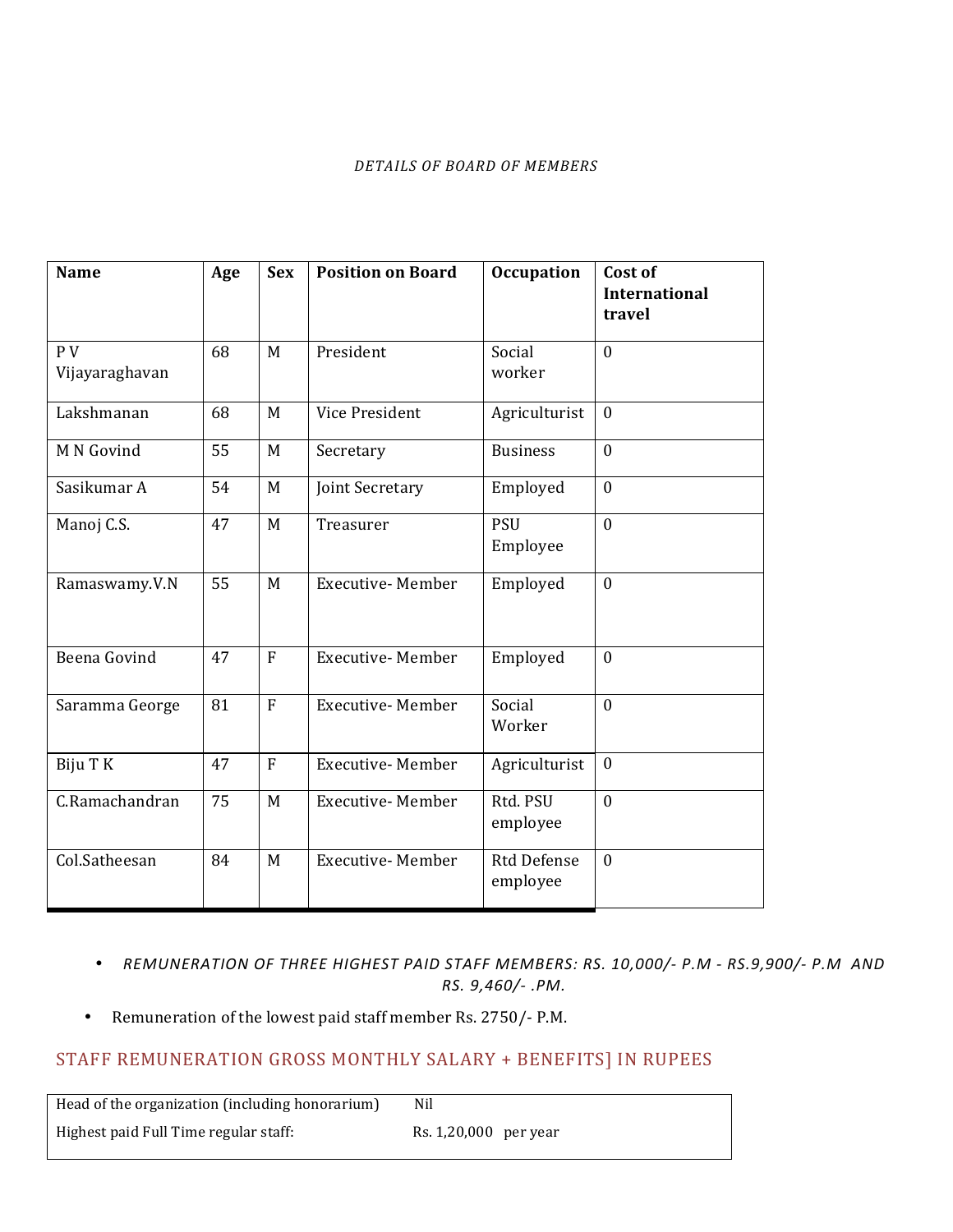*DETAILS OF BOARD OF MEMBERS*

| Name | Age | Sex | Position on Board | Occupation | Cost of International travel |
|---|---|---|---|---|---|
| P V Vijayaraghavan | 68 | M | President | Social worker | 0 |
| Lakshmanan | 68 | M | Vice President | Agriculturist | 0 |
| M N Govind | 55 | M | Secretary | Business | 0 |
| Sasikumar A | 54 | M | Joint Secretary | Employed | 0 |
| Manoj C.S. | 47 | M | Treasurer | PSU Employee | 0 |
| Ramaswamy.V.N | 55 | M | Executive- Member | Employed | 0 |
| Beena Govind | 47 | F | Executive- Member | Employed | 0 |
| Saramma George | 81 | F | Executive- Member | Social Worker | 0 |
| Biju T K | 47 | F | Executive- Member | Agriculturist | 0 |
| C.Ramachandran | 75 | M | Executive- Member | Rtd. PSU employee | 0 |
| Col.Satheesan | 84 | M | Executive- Member | Rtd Defense employee | 0 |

- *REMUNERATION OF THREE HIGHEST PAID STAFF MEMBERS: RS. 10,000/- P.M - RS.9,900/- P.M AND RS. 9,460/- .PM.*
- Remuneration of the lowest paid staff member Rs. 2750/- P.M.

## STAFF REMUNERATION GROSS MONTHLY SALARY + BENEFITS] IN RUPEES

| | |
|---|---|
| Head of the organization (including honorarium) | Nil |
| Highest paid Full Time regular staff: | Rs. 1,20,000 per year |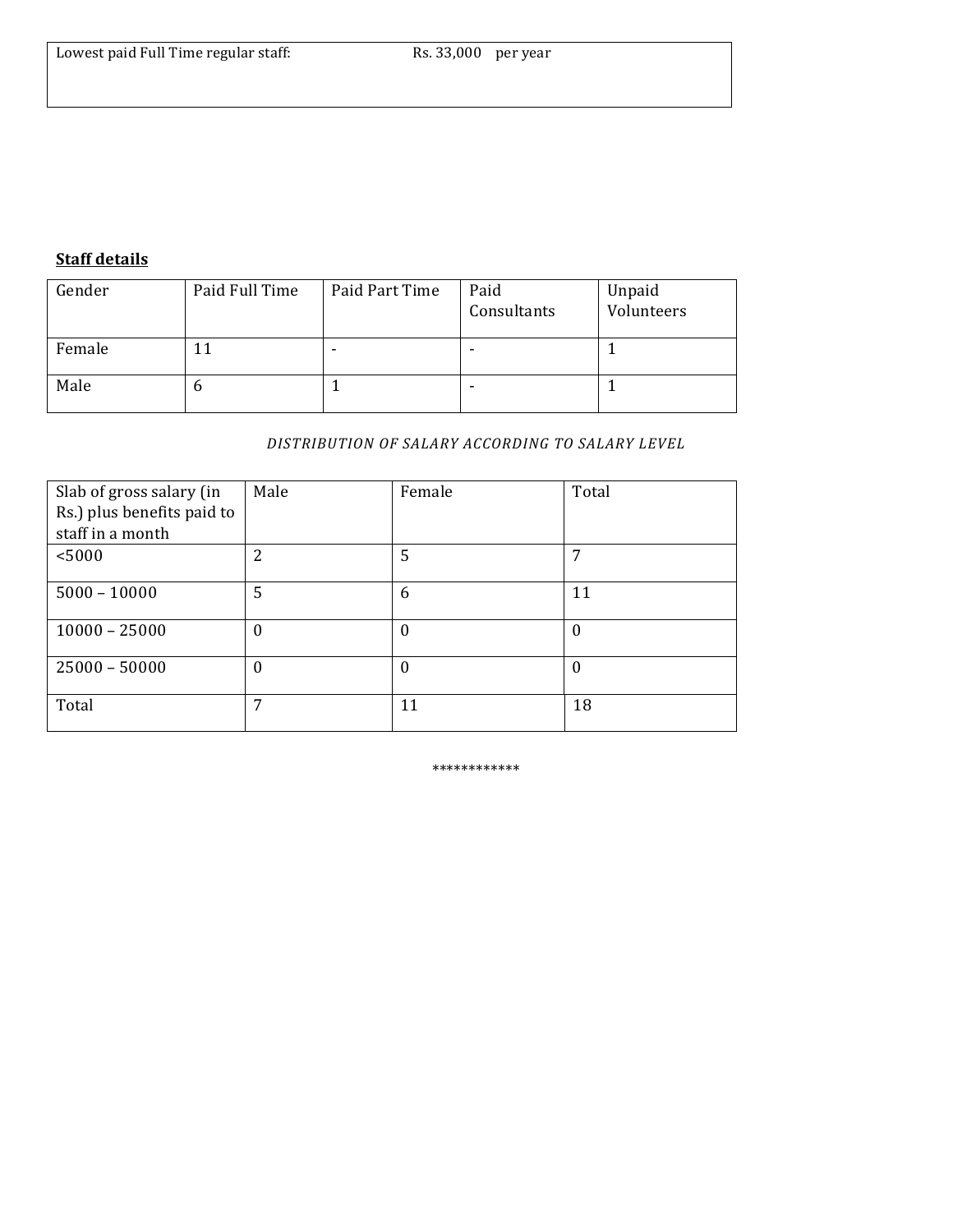| | |
|---|---|
| Lowest paid Full Time regular staff: | Rs. 33,000 per year |

**Staff details**

| Gender | Paid Full Time | Paid Part Time | Paid Consultants | Unpaid Volunteers |
|---|---|---|---|---|
| Female | 11 | - | - | 1 |
| Male | 6 | 1 | - | 1 |

*DISTRIBUTION OF SALARY ACCORDING TO SALARY LEVEL*

| Slab of gross salary (in Rs.) plus benefits paid to staff in a month | Male | Female | Total |
|---|---|---|---|
| <5000 | 2 | 5 | 7 |
| 5000 – 10000 | 5 | 6 | 11 |
| 10000 – 25000 | 0 | 0 | 0 |
| 25000 – 50000 | 0 | 0 | 0 |
| Total | 7 | 11 | 18 |

************